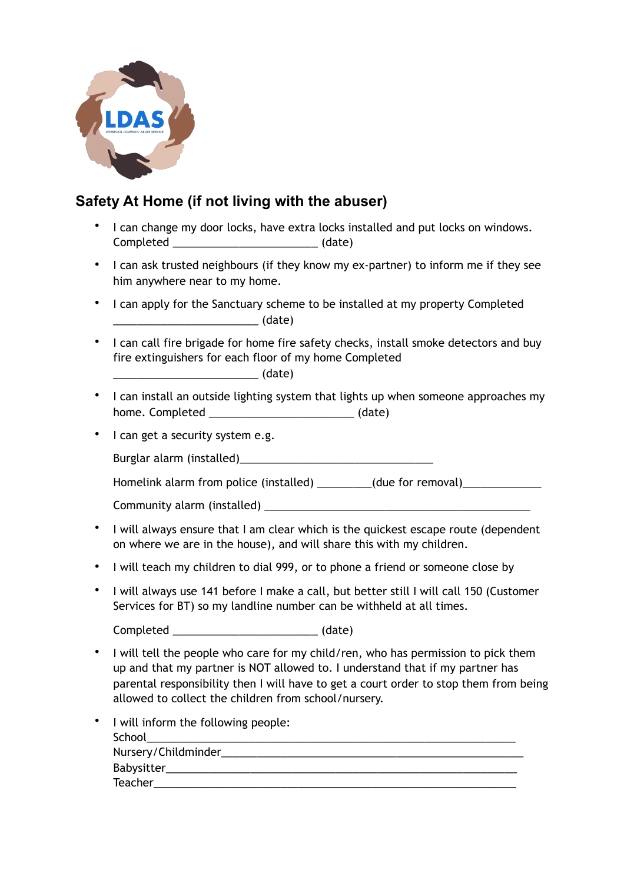LDAS
LIVERPOOL DOMESTIC ABUSE SERVICE

## Safety At Home (if not living with the abuser)

- I can change my door locks, have extra locks installed and put locks on windows. Completed ________________________ (date)
- I can ask trusted neighbours (if they know my ex-partner) to inform me if they see him anywhere near to my home.
- I can apply for the Sanctuary scheme to be installed at my property Completed ________________________ (date)
- I can call fire brigade for home fire safety checks, install smoke detectors and buy fire extinguishers for each floor of my home Completed ________________________ (date)
- I can install an outside lighting system that lights up when someone approaches my home. Completed ________________________ (date)
- I can get a security system e.g.

  Burglar alarm (installed)________________________________

  Homelink alarm from police (installed) _________(due for removal)_____________

  Community alarm (installed) ____________________________________________
- I will always ensure that I am clear which is the quickest escape route (dependent on where we are in the house), and will share this with my children.
- I will teach my children to dial 999, or to phone a friend or someone close by
- I will always use 141 before I make a call, but better still I will call 150 (Customer Services for BT) so my landline number can be withheld at all times.

  Completed ________________________ (date)
- I will tell the people who care for my child/ren, who has permission to pick them up and that my partner is NOT allowed to. I understand that if my partner has parental responsibility then I will have to get a court order to stop them from being allowed to collect the children from school/nursery.
- I will inform the following people:
  School______________________________________________________________
  Nursery/Childminder_____________________________________________________
  Babysitter___________________________________________________________
  Teacher_____________________________________________________________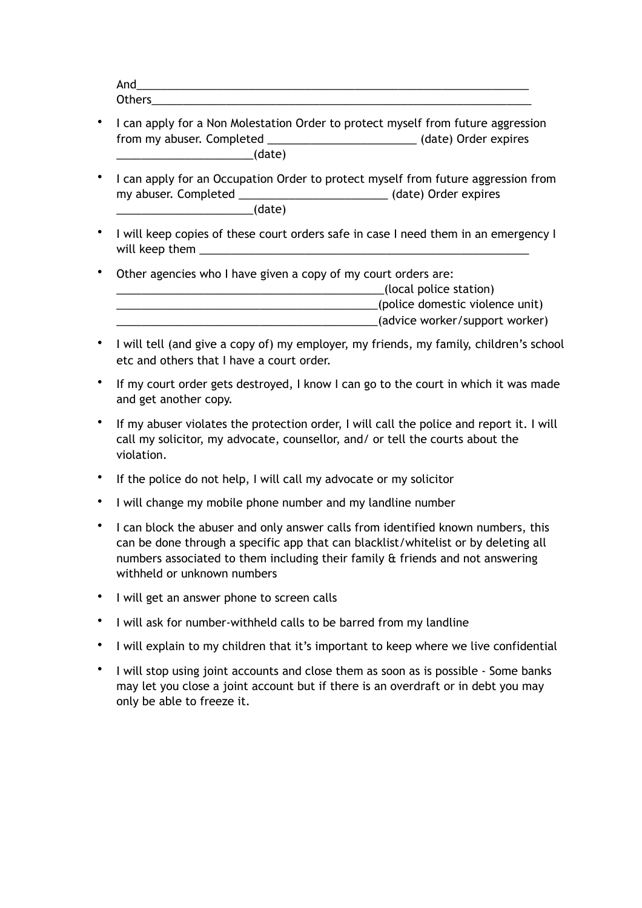And_____________________________________________________________
Others___________________________________________________________

- I can apply for a Non Molestation Order to protect myself from future aggression from my abuser. Completed _______________________ (date) Order expires _____________________(date)
- I can apply for an Occupation Order to protect myself from future aggression from my abuser. Completed _______________________ (date) Order expires _____________________(date)
- I will keep copies of these court orders safe in case I need them in an emergency I will keep them ____________________________________________________
- Other agencies who I have given a copy of my court orders are:
  ________________________________________(local police station)
  _______________________________________(police domestic violence unit)
  _______________________________________(advice worker/support worker)
- I will tell (and give a copy of) my employer, my friends, my family, children's school etc and others that I have a court order.
- If my court order gets destroyed, I know I can go to the court in which it was made and get another copy.
- If my abuser violates the protection order, I will call the police and report it. I will call my solicitor, my advocate, counsellor, and/ or tell the courts about the violation.
- If the police do not help, I will call my advocate or my solicitor
- I will change my mobile phone number and my landline number
- I can block the abuser and only answer calls from identified known numbers, this can be done through a specific app that can blacklist/whitelist or by deleting all numbers associated to them including their family & friends and not answering withheld or unknown numbers
- I will get an answer phone to screen calls
- I will ask for number-withheld calls to be barred from my landline
- I will explain to my children that it's important to keep where we live confidential
- I will stop using joint accounts and close them as soon as is possible - Some banks may let you close a joint account but if there is an overdraft or in debt you may only be able to freeze it.